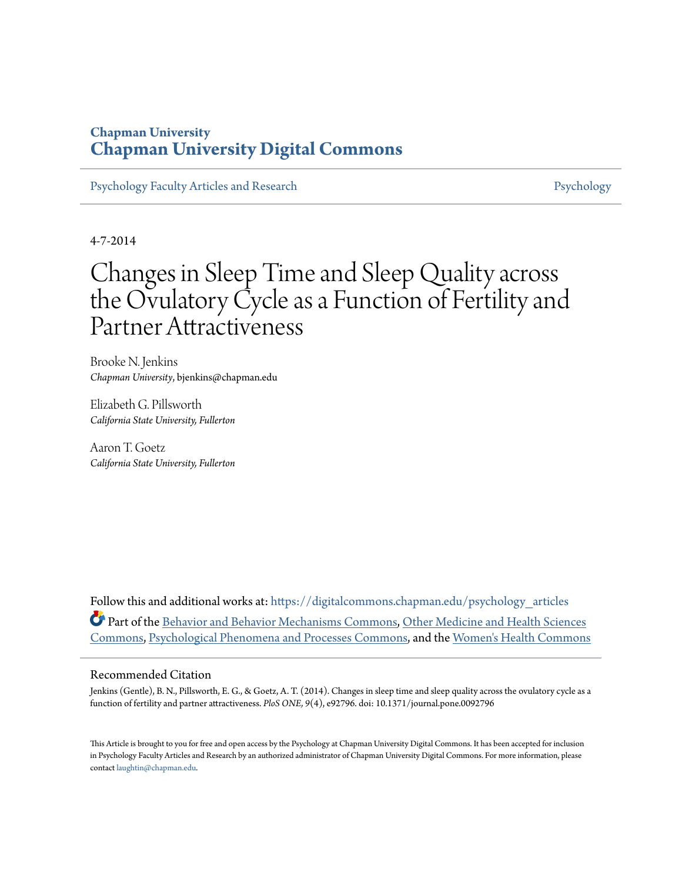**Chapman University**
**Chapman University Digital Commons**

Psychology Faculty Articles and Research | Psychology

4-7-2014

# Changes in Sleep Time and Sleep Quality across the Ovulatory Cycle as a Function of Fertility and Partner Attractiveness

Brooke N. Jenkins
*Chapman University*, bjenkins@chapman.edu

Elizabeth G. Pillsworth
*California State University, Fullerton*

Aaron T. Goetz
*California State University, Fullerton*

Follow this and additional works at: https://digitalcommons.chapman.edu/psychology_articles

Part of the Behavior and Behavior Mechanisms Commons, Other Medicine and Health Sciences Commons, Psychological Phenomena and Processes Commons, and the Women's Health Commons

## Recommended Citation

Jenkins (Gentle), B. N., Pillsworth, E. G., & Goetz, A. T. (2014). Changes in sleep time and sleep quality across the ovulatory cycle as a function of fertility and partner attractiveness. *PloS ONE*, *9*(4), e92796. doi: 10.1371/journal.pone.0092796

This Article is brought to you for free and open access by the Psychology at Chapman University Digital Commons. It has been accepted for inclusion in Psychology Faculty Articles and Research by an authorized administrator of Chapman University Digital Commons. For more information, please contact laughtin@chapman.edu.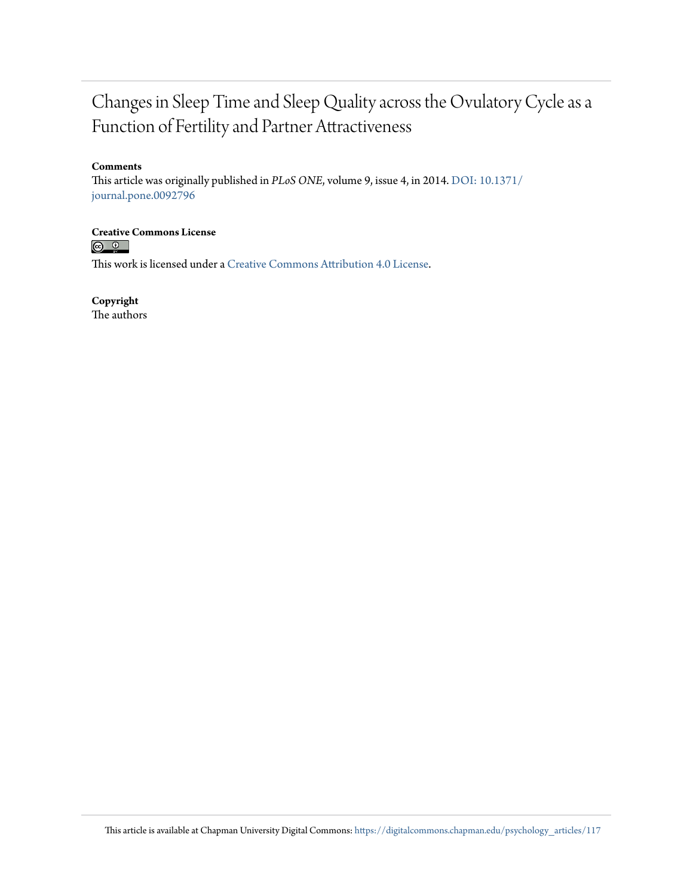# Changes in Sleep Time and Sleep Quality across the Ovulatory Cycle as a Function of Fertility and Partner Attractiveness

**Comments**

This article was originally published in *PLoS ONE*, volume 9, issue 4, in 2014. DOI: 10.1371/journal.pone.0092796

**Creative Commons License**

This work is licensed under a Creative Commons Attribution 4.0 License.

**Copyright**

The authors

This article is available at Chapman University Digital Commons: https://digitalcommons.chapman.edu/psychology_articles/117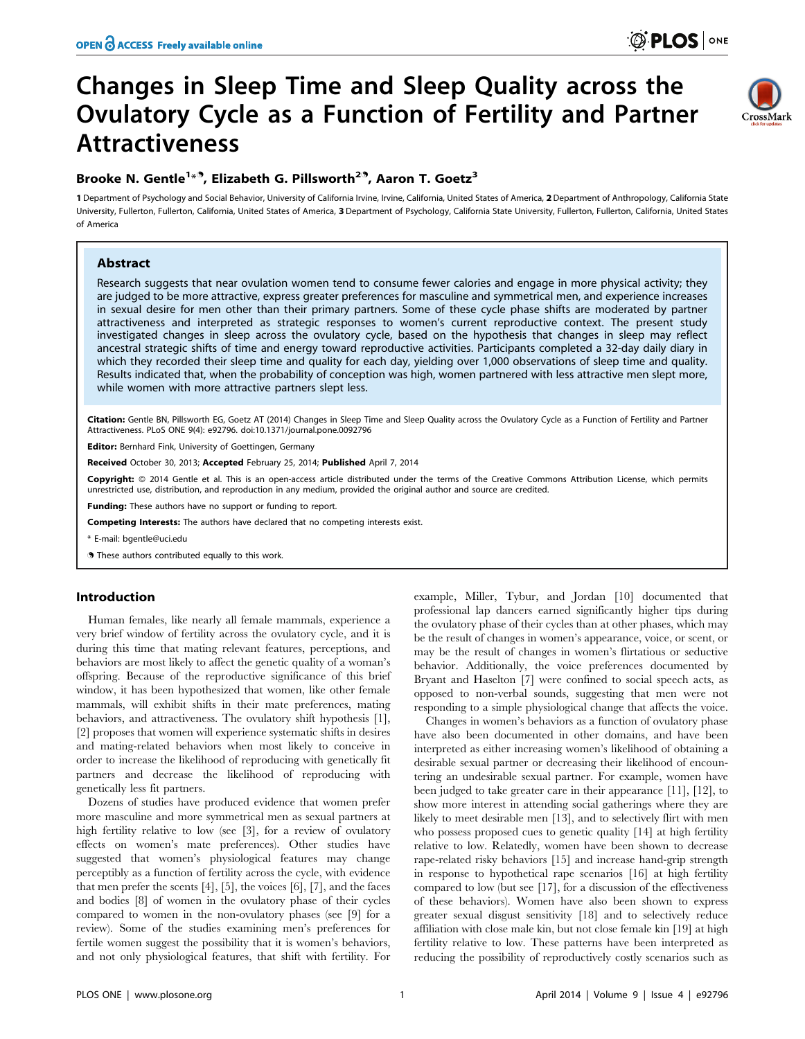# Changes in Sleep Time and Sleep Quality across the Ovulatory Cycle as a Function of Fertility and Partner Attractiveness

**Brooke N. Gentle[1]*, Elizabeth G. Pillsworth[2], Aaron T. Goetz[3]**

1 Department of Psychology and Social Behavior, University of California Irvine, Irvine, California, United States of America, 2 Department of Anthropology, California State University, Fullerton, Fullerton, California, United States of America, 3 Department of Psychology, California State University, Fullerton, Fullerton, California, United States of America

## Abstract

Research suggests that near ovulation women tend to consume fewer calories and engage in more physical activity; they are judged to be more attractive, express greater preferences for masculine and symmetrical men, and experience increases in sexual desire for men other than their primary partners. Some of these cycle phase shifts are moderated by partner attractiveness and interpreted as strategic responses to women's current reproductive context. The present study investigated changes in sleep across the ovulatory cycle, based on the hypothesis that changes in sleep may reflect ancestral strategic shifts of time and energy toward reproductive activities. Participants completed a 32-day daily diary in which they recorded their sleep time and quality for each day, yielding over 1,000 observations of sleep time and quality. Results indicated that, when the probability of conception was high, women partnered with less attractive men slept more, while women with more attractive partners slept less.

**Citation:** Gentle BN, Pillsworth EG, Goetz AT (2014) Changes in Sleep Time and Sleep Quality across the Ovulatory Cycle as a Function of Fertility and Partner Attractiveness. PLoS ONE 9(4): e92796. doi:10.1371/journal.pone.0092796

**Editor:** Bernhard Fink, University of Goettingen, Germany

**Received** October 30, 2013; **Accepted** February 25, 2014; **Published** April 7, 2014

**Copyright:** © 2014 Gentle et al. This is an open-access article distributed under the terms of the Creative Commons Attribution License, which permits unrestricted use, distribution, and reproduction in any medium, provided the original author and source are credited.

**Funding:** These authors have no support or funding to report.

**Competing Interests:** The authors have declared that no competing interests exist.

\* E-mail: bgentle@uci.edu

These authors contributed equally to this work.

## Introduction

Human females, like nearly all female mammals, experience a very brief window of fertility across the ovulatory cycle, and it is during this time that mating relevant features, perceptions, and behaviors are most likely to affect the genetic quality of a woman's offspring. Because of the reproductive significance of this brief window, it has been hypothesized that women, like other female mammals, will exhibit shifts in their mate preferences, mating behaviors, and attractiveness. The ovulatory shift hypothesis [1], [2] proposes that women will experience systematic shifts in desires and mating-related behaviors when most likely to conceive in order to increase the likelihood of reproducing with genetically fit partners and decrease the likelihood of reproducing with genetically less fit partners.

Dozens of studies have produced evidence that women prefer more masculine and more symmetrical men as sexual partners at high fertility relative to low (see [3], for a review of ovulatory effects on women's mate preferences). Other studies have suggested that women's physiological features may change perceptibly as a function of fertility across the cycle, with evidence that men prefer the scents [4], [5], the voices [6], [7], and the faces and bodies [8] of women in the ovulatory phase of their cycles compared to women in the non-ovulatory phases (see [9] for a review). Some of the studies examining men's preferences for fertile women suggest the possibility that it is women's behaviors, and not only physiological features, that shift with fertility. For example, Miller, Tybur, and Jordan [10] documented that professional lap dancers earned significantly higher tips during the ovulatory phase of their cycles than at other phases, which may be the result of changes in women's appearance, voice, or scent, or may be the result of changes in women's flirtatious or seductive behavior. Additionally, the voice preferences documented by Bryant and Haselton [7] were confined to social speech acts, as opposed to non-verbal sounds, suggesting that men were not responding to a simple physiological change that affects the voice.

Changes in women's behaviors as a function of ovulatory phase have also been documented in other domains, and have been interpreted as either increasing women's likelihood of obtaining a desirable sexual partner or decreasing their likelihood of encountering an undesirable sexual partner. For example, women have been judged to take greater care in their appearance [11], [12], to show more interest in attending social gatherings where they are likely to meet desirable men [13], and to selectively flirt with men who possess proposed cues to genetic quality [14] at high fertility relative to low. Relatedly, women have been shown to decrease rape-related risky behaviors [15] and increase hand-grip strength in response to hypothetical rape scenarios [16] at high fertility compared to low (but see [17], for a discussion of the effectiveness of these behaviors). Women have also been shown to express greater sexual disgust sensitivity [18] and to selectively reduce affiliation with close male kin, but not close female kin [19] at high fertility relative to low. These patterns have been interpreted as reducing the possibility of reproductively costly scenarios such as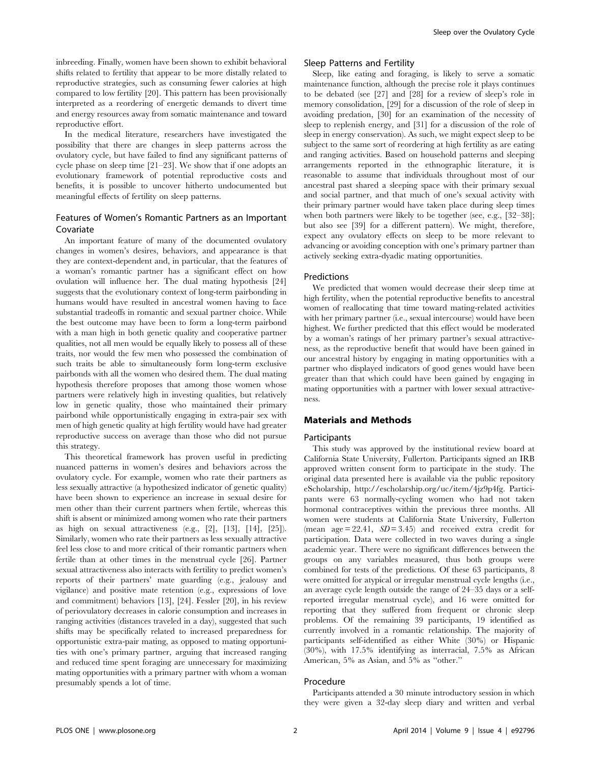inbreeding. Finally, women have been shown to exhibit behavioral shifts related to fertility that appear to be more distally related to reproductive strategies, such as consuming fewer calories at high compared to low fertility [20]. This pattern has been provisionally interpreted as a reordering of energetic demands to divert time and energy resources away from somatic maintenance and toward reproductive effort.

In the medical literature, researchers have investigated the possibility that there are changes in sleep patterns across the ovulatory cycle, but have failed to find any significant patterns of cycle phase on sleep time [21–23]. We show that if one adopts an evolutionary framework of potential reproductive costs and benefits, it is possible to uncover hitherto undocumented but meaningful effects of fertility on sleep patterns.

### Features of Women's Romantic Partners as an Important Covariate

An important feature of many of the documented ovulatory changes in women's desires, behaviors, and appearance is that they are context-dependent and, in particular, that the features of a woman's romantic partner has a significant effect on how ovulation will influence her. The dual mating hypothesis [24] suggests that the evolutionary context of long-term pairbonding in humans would have resulted in ancestral women having to face substantial tradeoffs in romantic and sexual partner choice. While the best outcome may have been to form a long-term pairbond with a man high in both genetic quality and cooperative partner qualities, not all men would be equally likely to possess all of these traits, nor would the few men who possessed the combination of such traits be able to simultaneously form long-term exclusive pairbonds with all the women who desired them. The dual mating hypothesis therefore proposes that among those women whose partners were relatively high in investing qualities, but relatively low in genetic quality, those who maintained their primary pairbond while opportunistically engaging in extra-pair sex with men of high genetic quality at high fertility would have had greater reproductive success on average than those who did not pursue this strategy.

This theoretical framework has proven useful in predicting nuanced patterns in women's desires and behaviors across the ovulatory cycle. For example, women who rate their partners as less sexually attractive (a hypothesized indicator of genetic quality) have been shown to experience an increase in sexual desire for men other than their current partners when fertile, whereas this shift is absent or minimized among women who rate their partners as high on sexual attractiveness (e.g., [2], [13], [14], [25]). Similarly, women who rate their partners as less sexually attractive feel less close to and more critical of their romantic partners when fertile than at other times in the menstrual cycle [26]. Partner sexual attractiveness also interacts with fertility to predict women's reports of their partners' mate guarding (e.g., jealousy and vigilance) and positive mate retention (e.g., expressions of love and commitment) behaviors [13], [24]. Fessler [20], in his review of periovulatory decreases in calorie consumption and increases in ranging activities (distances traveled in a day), suggested that such shifts may be specifically related to increased preparedness for opportunistic extra-pair mating, as opposed to mating opportunities with one's primary partner, arguing that increased ranging and reduced time spent foraging are unnecessary for maximizing mating opportunities with a primary partner with whom a woman presumably spends a lot of time.

### Sleep Patterns and Fertility

Sleep, like eating and foraging, is likely to serve a somatic maintenance function, although the precise role it plays continues to be debated (see [27] and [28] for a review of sleep's role in memory consolidation, [29] for a discussion of the role of sleep in avoiding predation, [30] for an examination of the necessity of sleep to replenish energy, and [31] for a discussion of the role of sleep in energy conservation). As such, we might expect sleep to be subject to the same sort of reordering at high fertility as are eating and ranging activities. Based on household patterns and sleeping arrangements reported in the ethnographic literature, it is reasonable to assume that individuals throughout most of our ancestral past shared a sleeping space with their primary sexual and social partner, and that much of one's sexual activity with their primary partner would have taken place during sleep times when both partners were likely to be together (see, e.g., [32–38]; but also see [39] for a different pattern). We might, therefore, expect any ovulatory effects on sleep to be more relevant to advancing or avoiding conception with one's primary partner than actively seeking extra-dyadic mating opportunities.

### Predictions

We predicted that women would decrease their sleep time at high fertility, when the potential reproductive benefits to ancestral women of reallocating that time toward mating-related activities with her primary partner (i.e., sexual intercourse) would have been highest. We further predicted that this effect would be moderated by a woman's ratings of her primary partner's sexual attractiveness, as the reproductive benefit that would have been gained in our ancestral history by engaging in mating opportunities with a partner who displayed indicators of good genes would have been greater than that which could have been gained by engaging in mating opportunities with a partner with lower sexual attractiveness.

## Materials and Methods

### Participants

This study was approved by the institutional review board at California State University, Fullerton. Participants signed an IRB approved written consent form to participate in the study. The original data presented here is available via the public repository eScholarship, http://escholarship.org/uc/item/4jz9p4fg. Participants were 63 normally-cycling women who had not taken hormonal contraceptives within the previous three months. All women were students at California State University, Fullerton (mean age = 22.41, $SD = 3.45$) and received extra credit for participation. Data were collected in two waves during a single academic year. There were no significant differences between the groups on any variables measured, thus both groups were combined for tests of the predictions. Of these 63 participants, 8 were omitted for atypical or irregular menstrual cycle lengths (i.e., an average cycle length outside the range of 24–35 days or a self-reported irregular menstrual cycle), and 16 were omitted for reporting that they suffered from frequent or chronic sleep problems. Of the remaining 39 participants, 19 identified as currently involved in a romantic relationship. The majority of participants self-identified as either White (30%) or Hispanic (30%), with 17.5% identifying as interracial, 7.5% as African American, 5% as Asian, and 5% as "other."

### Procedure

Participants attended a 30 minute introductory session in which they were given a 32-day sleep diary and written and verbal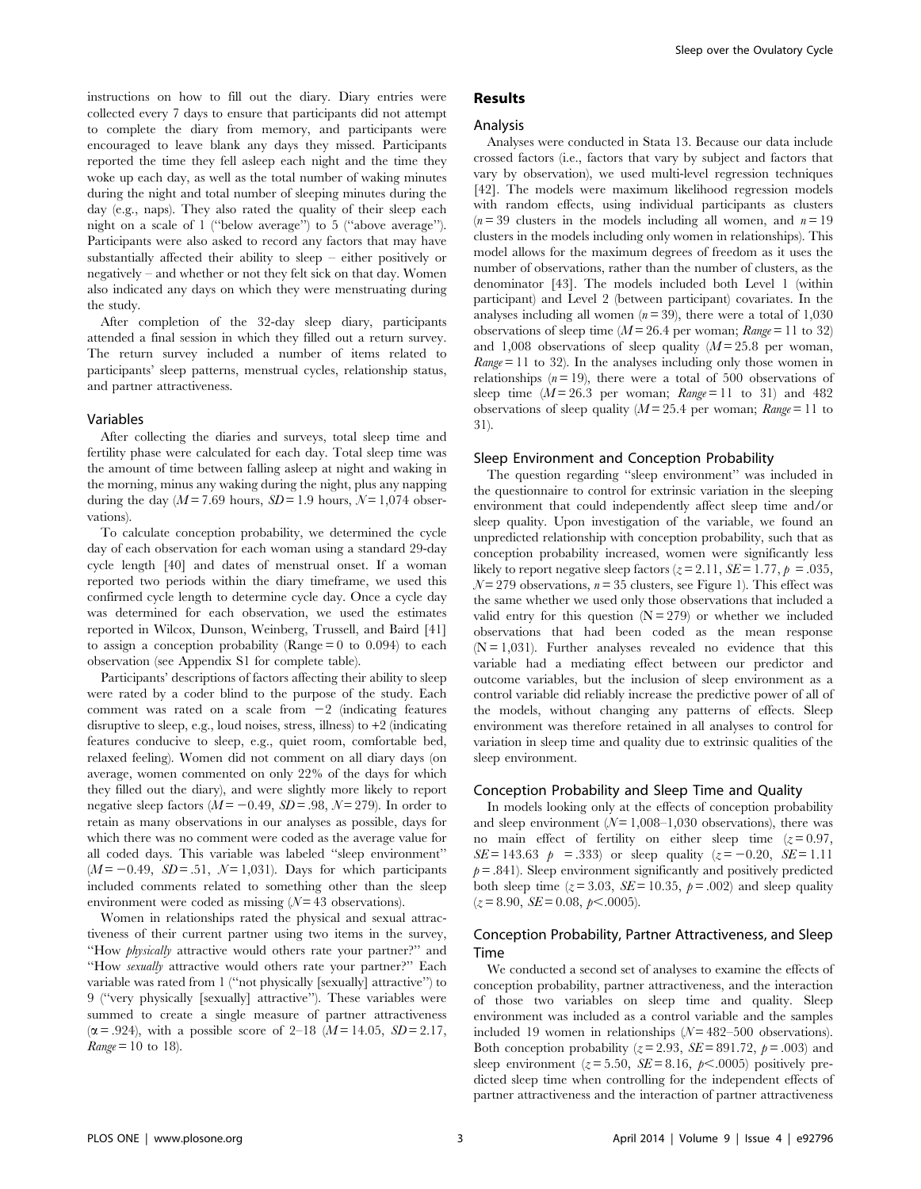instructions on how to fill out the diary. Diary entries were collected every 7 days to ensure that participants did not attempt to complete the diary from memory, and participants were encouraged to leave blank any days they missed. Participants reported the time they fell asleep each night and the time they woke up each day, as well as the total number of waking minutes during the night and total number of sleeping minutes during the day (e.g., naps). They also rated the quality of their sleep each night on a scale of 1 ("below average") to 5 ("above average"). Participants were also asked to record any factors that may have substantially affected their ability to sleep – either positively or negatively – and whether or not they felt sick on that day. Women also indicated any days on which they were menstruating during the study.

After completion of the 32-day sleep diary, participants attended a final session in which they filled out a return survey. The return survey included a number of items related to participants' sleep patterns, menstrual cycles, relationship status, and partner attractiveness.

### Variables

After collecting the diaries and surveys, total sleep time and fertility phase were calculated for each day. Total sleep time was the amount of time between falling asleep at night and waking in the morning, minus any waking during the night, plus any napping during the day ($M = 7.69$ hours, $SD = 1.9$ hours, $N = 1{,}074$ observations).

To calculate conception probability, we determined the cycle day of each observation for each woman using a standard 29-day cycle length [40] and dates of menstrual onset. If a woman reported two periods within the diary timeframe, we used this confirmed cycle length to determine cycle day. Once a cycle day was determined for each observation, we used the estimates reported in Wilcox, Dunson, Weinberg, Trussell, and Baird [41] to assign a conception probability (Range = 0 to 0.094) to each observation (see Appendix S1 for complete table).

Participants' descriptions of factors affecting their ability to sleep were rated by a coder blind to the purpose of the study. Each comment was rated on a scale from −2 (indicating features disruptive to sleep, e.g., loud noises, stress, illness) to +2 (indicating features conducive to sleep, e.g., quiet room, comfortable bed, relaxed feeling). Women did not comment on all diary days (on average, women commented on only 22% of the days for which they filled out the diary), and were slightly more likely to report negative sleep factors ($M = -0.49$, $SD = .98$, $N = 279$). In order to retain as many observations in our analyses as possible, days for which there was no comment were coded as the average value for all coded days. This variable was labeled "sleep environment" ($M = -0.49$, $SD = .51$, $N = 1{,}031$). Days for which participants included comments related to something other than the sleep environment were coded as missing ($N = 43$ observations).

Women in relationships rated the physical and sexual attractiveness of their current partner using two items in the survey, "How *physically* attractive would others rate your partner?" and "How *sexually* attractive would others rate your partner?" Each variable was rated from 1 ("not physically [sexually] attractive") to 9 ("very physically [sexually] attractive"). These variables were summed to create a single measure of partner attractiveness ($\alpha = .924$), with a possible score of 2–18 ($M = 14.05$, $SD = 2.17$, *Range* = 10 to 18).

## Results

### Analysis

Analyses were conducted in Stata 13. Because our data include crossed factors (i.e., factors that vary by subject and factors that vary by observation), we used multi-level regression techniques [42]. The models were maximum likelihood regression models with random effects, using individual participants as clusters ($n = 39$ clusters in the models including all women, and $n = 19$ clusters in the models including only women in relationships). This model allows for the maximum degrees of freedom as it uses the number of observations, rather than the number of clusters, as the denominator [43]. The models included both Level 1 (within participant) and Level 2 (between participant) covariates. In the analyses including all women ($n = 39$), there were a total of 1,030 observations of sleep time ($M = 26.4$ per woman; *Range* = 11 to 32) and 1,008 observations of sleep quality ($M = 25.8$ per woman, *Range* = 11 to 32). In the analyses including only those women in relationships ($n = 19$), there were a total of 500 observations of sleep time ($M = 26.3$ per woman; *Range* = 11 to 31) and 482 observations of sleep quality ($M = 25.4$ per woman; *Range* = 11 to 31).

### Sleep Environment and Conception Probability

The question regarding "sleep environment" was included in the questionnaire to control for extrinsic variation in the sleeping environment that could independently affect sleep time and/or sleep quality. Upon investigation of the variable, we found an unpredicted relationship with conception probability, such that as conception probability increased, women were significantly less likely to report negative sleep factors ($z = 2.11$, $SE = 1.77$, $p = .035$, $N = 279$ observations, $n = 35$ clusters, see Figure 1). This effect was the same whether we used only those observations that included a valid entry for this question ($N = 279$) or whether we included observations that had been coded as the mean response ($N = 1{,}031$). Further analyses revealed no evidence that this variable had a mediating effect between our predictor and outcome variables, but the inclusion of sleep environment as a control variable did reliably increase the predictive power of all of the models, without changing any patterns of effects. Sleep environment was therefore retained in all analyses to control for variation in sleep time and quality due to extrinsic qualities of the sleep environment.

### Conception Probability and Sleep Time and Quality

In models looking only at the effects of conception probability and sleep environment ($N = 1{,}008$–$1{,}030$ observations), there was no main effect of fertility on either sleep time ($z = 0.97$, $SE = 143.63$ $p = .333$) or sleep quality ($z = -0.20$, $SE = 1.11$ $p = .841$). Sleep environment significantly and positively predicted both sleep time ($z = 3.03$, $SE = 10.35$, $p = .002$) and sleep quality ($z = 8.90$, $SE = 0.08$, $p < .0005$).

### Conception Probability, Partner Attractiveness, and Sleep Time

We conducted a second set of analyses to examine the effects of conception probability, partner attractiveness, and the interaction of those two variables on sleep time and quality. Sleep environment was included as a control variable and the samples included 19 women in relationships ($N = 482$–$500$ observations). Both conception probability ($z = 2.93$, $SE = 891.72$, $p = .003$) and sleep environment ($z = 5.50$, $SE = 8.16$, $p < .0005$) positively predicted sleep time when controlling for the independent effects of partner attractiveness and the interaction of partner attractiveness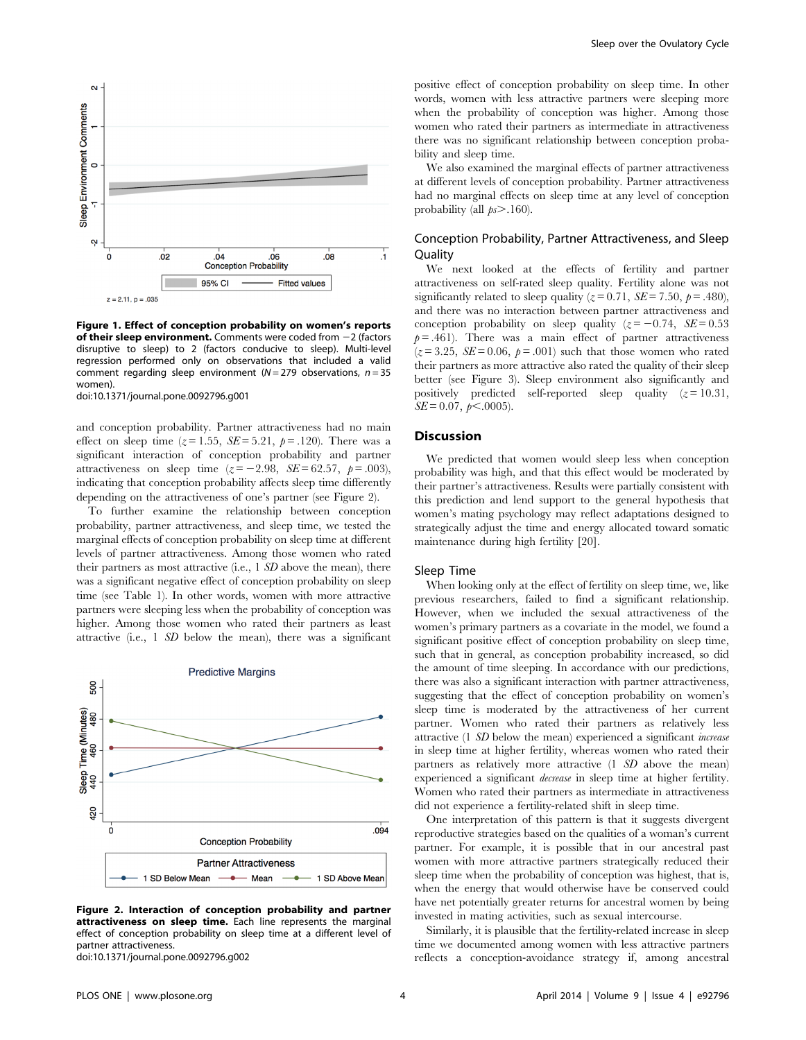z = 2.11, p = .035

**Figure 1. Effect of conception probability on women's reports of their sleep environment.** Comments were coded from −2 (factors disruptive to sleep) to 2 (factors conducive to sleep). Multi-level regression performed only on observations that included a valid comment regarding sleep environment ($N = 279$ observations, $n = 35$ women).
doi:10.1371/journal.pone.0092796.g001

and conception probability. Partner attractiveness had no main effect on sleep time ($z = 1.55$, $SE = 5.21$, $p = .120$). There was a significant interaction of conception probability and partner attractiveness on sleep time ($z = -2.98$, $SE = 62.57$, $p = .003$), indicating that conception probability affects sleep time differently depending on the attractiveness of one's partner (see Figure 2).

To further examine the relationship between conception probability, partner attractiveness, and sleep time, we tested the marginal effects of conception probability on sleep time at different levels of partner attractiveness. Among those women who rated their partners as most attractive (i.e., 1 *SD* above the mean), there was a significant negative effect of conception probability on sleep time (see Table 1). In other words, women with more attractive partners were sleeping less when the probability of conception was higher. Among those women who rated their partners as least attractive (i.e., 1 *SD* below the mean), there was a significant positive effect of conception probability on sleep time. In other words, women with less attractive partners were sleeping more when the probability of conception was higher. Among those women who rated their partners as intermediate in attractiveness there was no significant relationship between conception probability and sleep time.

**Figure 2. Interaction of conception probability and partner attractiveness on sleep time.** Each line represents the marginal effect of conception probability on sleep time at a different level of partner attractiveness.
doi:10.1371/journal.pone.0092796.g002

We also examined the marginal effects of partner attractiveness at different levels of conception probability. Partner attractiveness had no marginal effects on sleep time at any level of conception probability (all $ps > .160$).

## Conception Probability, Partner Attractiveness, and Sleep Quality

We next looked at the effects of fertility and partner attractiveness on self-rated sleep quality. Fertility alone was not significantly related to sleep quality ($z = 0.71$, $SE = 7.50$, $p = .480$), and there was no interaction between partner attractiveness and conception probability on sleep quality ($z = -0.74$, $SE = 0.53$ $p = .461$). There was a main effect of partner attractiveness ($z = 3.25$, $SE = 0.06$, $p = .001$) such that those women who rated their partners as more attractive also rated the quality of their sleep better (see Figure 3). Sleep environment also significantly and positively predicted self-reported sleep quality ($z = 10.31$, $SE = 0.07$, $p < .0005$).

# Discussion

We predicted that women would sleep less when conception probability was high, and that this effect would be moderated by their partner's attractiveness. Results were partially consistent with this prediction and lend support to the general hypothesis that women's mating psychology may reflect adaptations designed to strategically adjust the time and energy allocated toward somatic maintenance during high fertility [20].

## Sleep Time

When looking only at the effect of fertility on sleep time, we, like previous researchers, failed to find a significant relationship. However, when we included the sexual attractiveness of the women's primary partners as a covariate in the model, we found a significant positive effect of conception probability on sleep time, such that in general, as conception probability increased, so did the amount of time sleeping. In accordance with our predictions, there was also a significant interaction with partner attractiveness, suggesting that the effect of conception probability on women's sleep time is moderated by the attractiveness of her current partner. Women who rated their partners as relatively less attractive (1 *SD* below the mean) experienced a significant *increase* in sleep time at higher fertility, whereas women who rated their partners as relatively more attractive (1 *SD* above the mean) experienced a significant *decrease* in sleep time at higher fertility. Women who rated their partners as intermediate in attractiveness did not experience a fertility-related shift in sleep time.

One interpretation of this pattern is that it suggests divergent reproductive strategies based on the qualities of a woman's current partner. For example, it is possible that in our ancestral past women with more attractive partners strategically reduced their sleep time when the probability of conception was highest, that is, when the energy that would otherwise have be conserved could have net potentially greater returns for ancestral women by being invested in mating activities, such as sexual intercourse.

Similarly, it is plausible that the fertility-related increase in sleep time we documented among women with less attractive partners reflects a conception-avoidance strategy if, among ancestral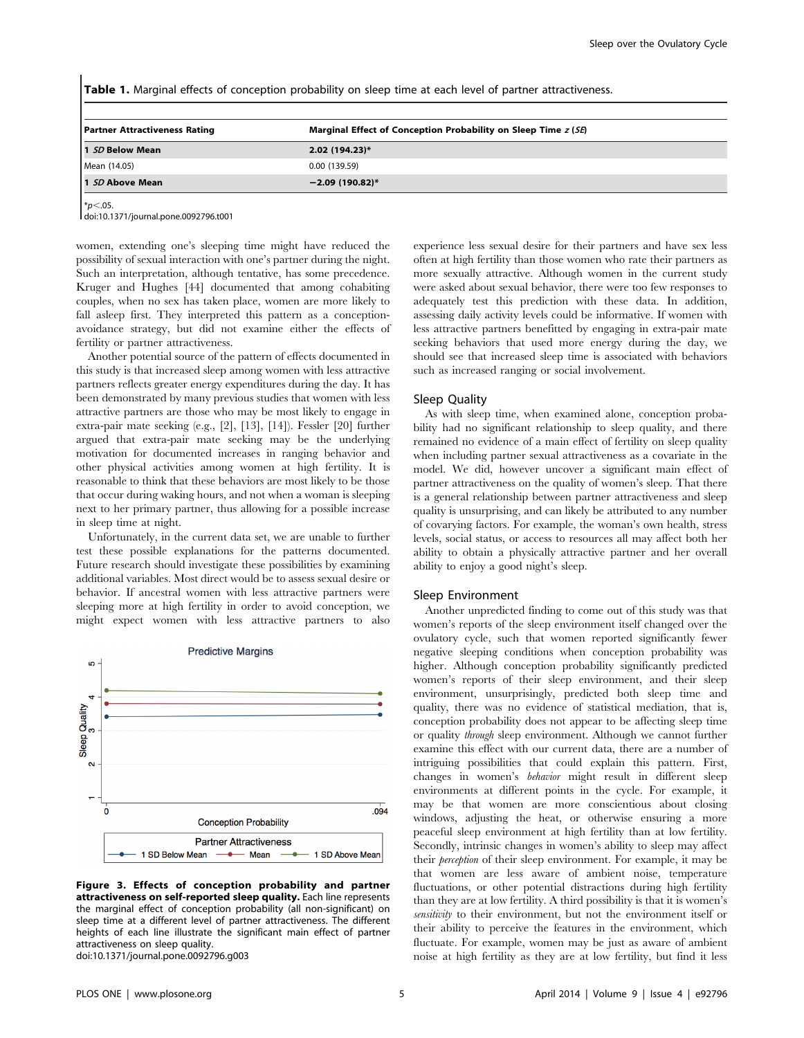**Table 1.** Marginal effects of conception probability on sleep time at each level of partner attractiveness.

| Partner Attractiveness Rating | Marginal Effect of Conception Probability on Sleep Time *z* (*SE*) |
|---|---|
| **1 *SD* Below Mean** | **2.02 (194.23)*** |
| Mean (14.05) | 0.00 (139.59) |
| **1 *SD* Above Mean** | **−2.09 (190.82)*** |

*$p<.05$.
doi:10.1371/journal.pone.0092796.t001

women, extending one's sleeping time might have reduced the possibility of sexual interaction with one's partner during the night. Such an interpretation, although tentative, has some precedence. Kruger and Hughes [44] documented that among cohabiting couples, when no sex has taken place, women are more likely to fall asleep first. They interpreted this pattern as a conception-avoidance strategy, but did not examine either the effects of fertility or partner attractiveness.

Another potential source of the pattern of effects documented in this study is that increased sleep among women with less attractive partners reflects greater energy expenditures during the day. It has been demonstrated by many previous studies that women with less attractive partners are those who may be most likely to engage in extra-pair mate seeking (e.g., [2], [13], [14]). Fessler [20] further argued that extra-pair mate seeking may be the underlying motivation for documented increases in ranging behavior and other physical activities among women at high fertility. It is reasonable to think that these behaviors are most likely to be those that occur during waking hours, and not when a woman is sleeping next to her primary partner, thus allowing for a possible increase in sleep time at night.

Unfortunately, in the current data set, we are unable to further test these possible explanations for the patterns documented. Future research should investigate these possibilities by examining additional variables. Most direct would be to assess sexual desire or behavior. If ancestral women with less attractive partners were sleeping more at high fertility in order to avoid conception, we might expect women with less attractive partners to also experience less sexual desire for their partners and have sex less often at high fertility than those women who rate their partners as more sexually attractive. Although women in the current study were asked about sexual behavior, there were too few responses to adequately test this prediction with these data. In addition, assessing daily activity levels could be informative. If women with less attractive partners benefitted by engaging in extra-pair mate seeking behaviors that used more energy during the day, we should see that increased sleep time is associated with behaviors such as increased ranging or social involvement.

**Figure 3. Effects of conception probability and partner attractiveness on self-reported sleep quality.** Each line represents the marginal effect of conception probability (all non-significant) on sleep time at a different level of partner attractiveness. The different heights of each line illustrate the significant main effect of partner attractiveness on sleep quality.
doi:10.1371/journal.pone.0092796.g003

## Sleep Quality

As with sleep time, when examined alone, conception probability had no significant relationship to sleep quality, and there remained no evidence of a main effect of fertility on sleep quality when including partner sexual attractiveness as a covariate in the model. We did, however uncover a significant main effect of partner attractiveness on the quality of women's sleep. That there is a general relationship between partner attractiveness and sleep quality is unsurprising, and can likely be attributed to any number of covarying factors. For example, the woman's own health, stress levels, social status, or access to resources all may affect both her ability to obtain a physically attractive partner and her overall ability to enjoy a good night's sleep.

## Sleep Environment

Another unpredicted finding to come out of this study was that women's reports of the sleep environment itself changed over the ovulatory cycle, such that women reported significantly fewer negative sleeping conditions when conception probability was higher. Although conception probability significantly predicted women's reports of their sleep environment, and their sleep environment, unsurprisingly, predicted both sleep time and quality, there was no evidence of statistical mediation, that is, conception probability does not appear to be affecting sleep time or quality *through* sleep environment. Although we cannot further examine this effect with our current data, there are a number of intriguing possibilities that could explain this pattern. First, changes in women's *behavior* might result in different sleep environments at different points in the cycle. For example, it may be that women are more conscientious about closing windows, adjusting the heat, or otherwise ensuring a more peaceful sleep environment at high fertility than at low fertility. Secondly, intrinsic changes in women's ability to sleep may affect their *perception* of their sleep environment. For example, it may be that women are less aware of ambient noise, temperature fluctuations, or other potential distractions during high fertility than they are at low fertility. A third possibility is that it is women's *sensitivity* to their environment, but not the environment itself or their ability to perceive the features in the environment, which fluctuate. For example, women may be just as aware of ambient noise at high fertility as they are at low fertility, but find it less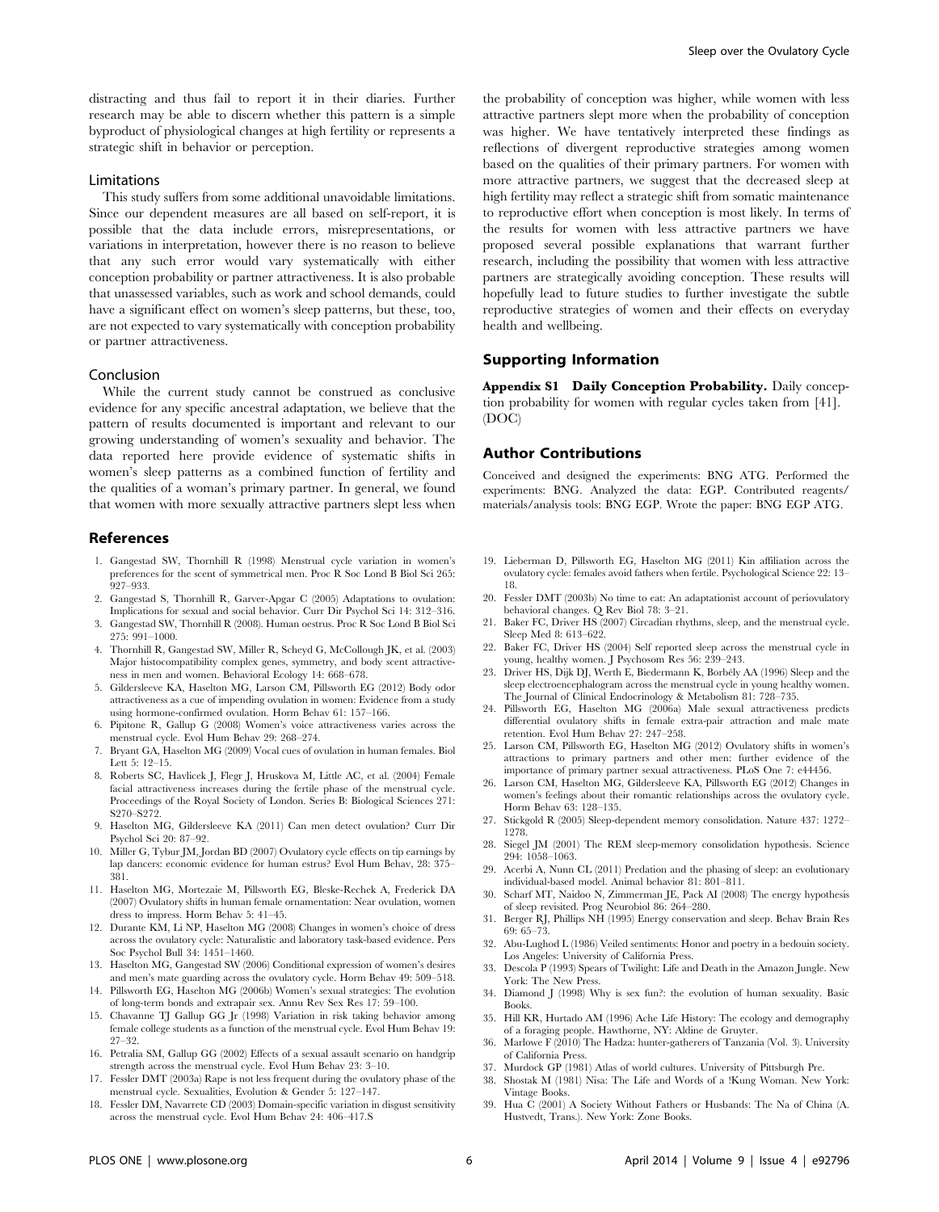distracting and thus fail to report it in their diaries. Further research may be able to discern whether this pattern is a simple byproduct of physiological changes at high fertility or represents a strategic shift in behavior or perception.

### Limitations

This study suffers from some additional unavoidable limitations. Since our dependent measures are all based on self-report, it is possible that the data include errors, misrepresentations, or variations in interpretation, however there is no reason to believe that any such error would vary systematically with either conception probability or partner attractiveness. It is also probable that unassessed variables, such as work and school demands, could have a significant effect on women's sleep patterns, but these, too, are not expected to vary systematically with conception probability or partner attractiveness.

### Conclusion

While the current study cannot be construed as conclusive evidence for any specific ancestral adaptation, we believe that the pattern of results documented is important and relevant to our growing understanding of women's sexuality and behavior. The data reported here provide evidence of systematic shifts in women's sleep patterns as a combined function of fertility and the qualities of a woman's primary partner. In general, we found that women with more sexually attractive partners slept less when the probability of conception was higher, while women with less attractive partners slept more when the probability of conception was higher. We have tentatively interpreted these findings as reflections of divergent reproductive strategies among women based on the qualities of their primary partners. For women with more attractive partners, we suggest that the decreased sleep at high fertility may reflect a strategic shift from somatic maintenance to reproductive effort when conception is most likely. In terms of the results for women with less attractive partners we have proposed several possible explanations that warrant further research, including the possibility that women with less attractive partners are strategically avoiding conception. These results will hopefully lead to future studies to further investigate the subtle reproductive strategies of women and their effects on everyday health and wellbeing.

## Supporting Information

**Appendix S1 Daily Conception Probability.** Daily conception probability for women with regular cycles taken from [41]. (DOC)

## Author Contributions

Conceived and designed the experiments: BNG ATG. Performed the experiments: BNG. Analyzed the data: EGP. Contributed reagents/materials/analysis tools: BNG EGP. Wrote the paper: BNG EGP ATG.

## References

1. Gangestad SW, Thornhill R (1998) Menstrual cycle variation in women's preferences for the scent of symmetrical men. Proc R Soc Lond B Biol Sci 265: 927–933.
2. Gangestad S, Thornhill R, Garver-Apgar C (2005) Adaptations to ovulation: Implications for sexual and social behavior. Curr Dir Psychol Sci 14: 312–316.
3. Gangestad SW, Thornhill R (2008). Human oestrus. Proc R Soc Lond B Biol Sci 275: 991–1000.
4. Thornhill R, Gangestad SW, Miller R, Scheyd G, McCollough JK, et al. (2003) Major histocompatibility complex genes, symmetry, and body scent attractiveness in men and women. Behavioral Ecology 14: 668–678.
5. Gildersleeve KA, Haselton MG, Larson CM, Pillsworth EG (2012) Body odor attractiveness as a cue of impending ovulation in women: Evidence from a study using hormone-confirmed ovulation. Horm Behav 61: 157–166.
6. Pipitone R, Gallup G (2008) Women's voice attractiveness varies across the menstrual cycle. Evol Hum Behav 29: 268–274.
7. Bryant GA, Haselton MG (2009) Vocal cues of ovulation in human females. Biol Lett 5: 12–15.
8. Roberts SC, Havlicek J, Flegr J, Hruskova M, Little AC, et al. (2004) Female facial attractiveness increases during the fertile phase of the menstrual cycle. Proceedings of the Royal Society of London. Series B: Biological Sciences 271: S270–S272.
9. Haselton MG, Gildersleeve KA (2011) Can men detect ovulation? Curr Dir Psychol Sci 20: 87–92.
10. Miller G, Tybur JM, Jordan BD (2007) Ovulatory cycle effects on tip earnings by lap dancers: economic evidence for human estrus? Evol Hum Behav, 28: 375–381.
11. Haselton MG, Mortezaie M, Pillsworth EG, Bleske-Rechek A, Frederick DA (2007) Ovulatory shifts in human female ornamentation: Near ovulation, women dress to impress. Horm Behav 5: 41–45.
12. Durante KM, Li NP, Haselton MG (2008) Changes in women's choice of dress across the ovulatory cycle: Naturalistic and laboratory task-based evidence. Pers Soc Psychol Bull 34: 1451–1460.
13. Haselton MG, Gangestad SW (2006) Conditional expression of women's desires and men's mate guarding across the ovulatory cycle. Horm Behav 49: 509–518.
14. Pillsworth EG, Haselton MG (2006b) Women's sexual strategies: The evolution of long-term bonds and extrapair sex. Annu Rev Sex Res 17: 59–100.
15. Chavanne TJ Gallup GG Jr (1998) Variation in risk taking behavior among female college students as a function of the menstrual cycle. Evol Hum Behav 19: 27–32.
16. Petralia SM, Gallup GG (2002) Effects of a sexual assault scenario on handgrip strength across the menstrual cycle. Evol Hum Behav 23: 3–10.
17. Fessler DMT (2003a) Rape is not less frequent during the ovulatory phase of the menstrual cycle. Sexualities, Evolution & Gender 5: 127–147.
18. Fessler DM, Navarrete CD (2003) Domain-specific variation in disgust sensitivity across the menstrual cycle. Evol Hum Behav 24: 406–417.S
19. Lieberman D, Pillsworth EG, Haselton MG (2011) Kin affiliation across the ovulatory cycle: females avoid fathers when fertile. Psychological Science 22: 13–18.
20. Fessler DMT (2003b) No time to eat: An adaptationist account of periovulatory behavioral changes. Q Rev Biol 78: 3–21.
21. Baker FC, Driver HS (2007) Circadian rhythms, sleep, and the menstrual cycle. Sleep Med 8: 613–622.
22. Baker FC, Driver HS (2004) Self reported sleep across the menstrual cycle in young, healthy women. J Psychosom Res 56: 239–243.
23. Driver HS, Dijk DJ, Werth E, Biedermann K, Borbély AA (1996) Sleep and the sleep electroencephalogram across the menstrual cycle in young healthy women. The Journal of Clinical Endocrinology & Metabolism 81: 728–735.
24. Pillsworth EG, Haselton MG (2006a) Male sexual attractiveness predicts differential ovulatory shifts in female extra-pair attraction and male mate retention. Evol Hum Behav 27: 247–258.
25. Larson CM, Pillsworth EG, Haselton MG (2012) Ovulatory shifts in women's attractions to primary partners and other men: further evidence of the importance of primary partner sexual attractiveness. PLoS One 7: e44456.
26. Larson CM, Haselton MG, Gildersleeve KA, Pillsworth EG (2012) Changes in women's feelings about their romantic relationships across the ovulatory cycle. Horm Behav 63: 128–135.
27. Stickgold R (2005) Sleep-dependent memory consolidation. Nature 437: 1272–1278.
28. Siegel JM (2001) The REM sleep-memory consolidation hypothesis. Science 294: 1058–1063.
29. Acerbi A, Nunn CL (2011) Predation and the phasing of sleep: an evolutionary individual-based model. Animal behavior 81: 801–811.
30. Scharf MT, Naidoo N, Zimmerman JE, Pack AI (2008) The energy hypothesis of sleep revisited. Prog Neurobiol 86: 264–280.
31. Berger RJ, Phillips NH (1995) Energy conservation and sleep. Behav Brain Res 69: 65–73.
32. Abu-Lughod L (1986) Veiled sentiments: Honor and poetry in a bedouin society. Los Angeles: University of California Press.
33. Descola P (1993) Spears of Twilight: Life and Death in the Amazon Jungle. New York: The New Press.
34. Diamond J (1998) Why is sex fun?: the evolution of human sexuality. Basic Books.
35. Hill KR, Hurtado AM (1996) Ache Life History: The ecology and demography of a foraging people. Hawthorne, NY: Aldine de Gruyter.
36. Marlowe F (2010) The Hadza: hunter-gatherers of Tanzania (Vol. 3). University of California Press.
37. Murdock GP (1981) Atlas of world cultures. University of Pittsburgh Pre.
38. Shostak M (1981) Nisa: The Life and Words of a !Kung Woman. New York: Vintage Books.
39. Hua C (2001) A Society Without Fathers or Husbands: The Na of China (A. Hustvedt, Trans.). New York: Zone Books.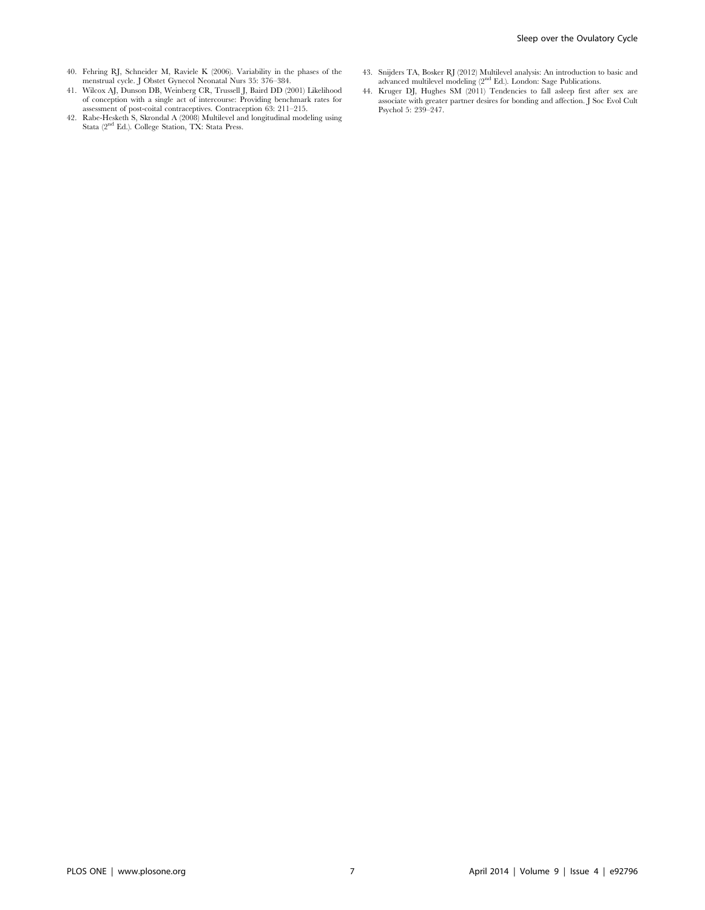40. Fehring RJ, Schneider M, Raviele K (2006). Variability in the phases of the menstrual cycle. J Obstet Gynecol Neonatal Nurs 35: 376–384.
41. Wilcox AJ, Dunson DB, Weinberg CR, Trussell J, Baird DD (2001) Likelihood of conception with a single act of intercourse: Providing benchmark rates for assessment of post-coital contraceptives. Contraception 63: 211–215.
42. Rabe-Hesketh S, Skrondal A (2008) Multilevel and longitudinal modeling using Stata (2nd Ed.). College Station, TX: Stata Press.
43. Snijders TA, Bosker RJ (2012) Multilevel analysis: An introduction to basic and advanced multilevel modeling (2nd Ed.). London: Sage Publications.
44. Kruger DJ, Hughes SM (2011) Tendencies to fall asleep first after sex are associate with greater partner desires for bonding and affection. J Soc Evol Cult Psychol 5: 239–247.